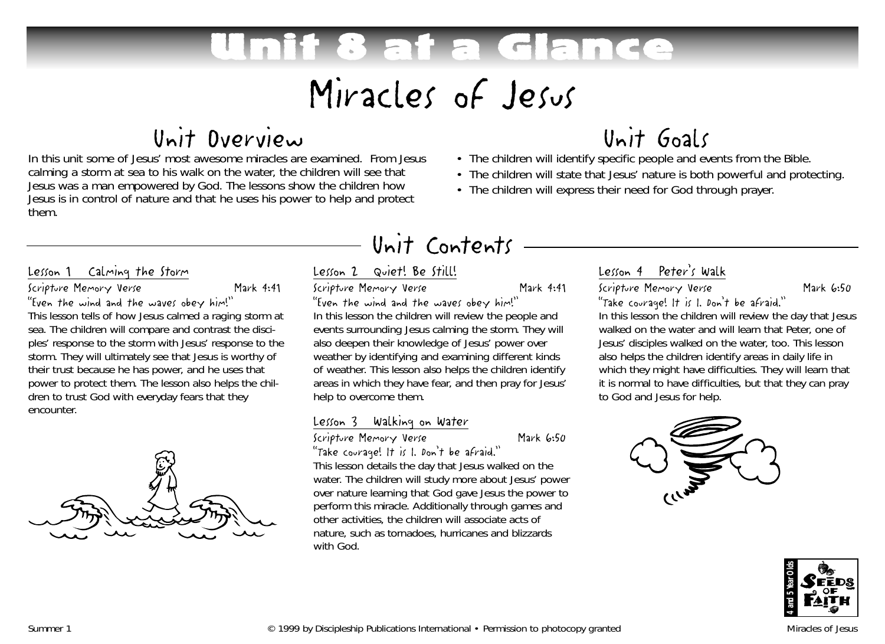# Unit 8 at a Glance

# Miracles of Jesus

## Unit Overview

In this unit some of Jesus' most awesome miracles are examined. From Jesus calming a storm at sea to his walk on the water, the children will see that Jesus was a man empowered by God. The lessons show the children how Jesus is in control of nature and that he uses his power to help and protect them.

## Unit Goals

- The children will identify specific people and events from the Bible.
- The children will state that Jesus' nature is both powerful and protecting.
- The children will express their need for God through prayer.

## Unit Contents

### Lesson 1 Calming the Storm

Scripture Memory Verse — Mark 4:41

"Even the wind and the waves obey him!"

This lesson tells of how Jesus calmed a raging storm at sea. The children will compare and contrast the disciples' response to the storm with Jesus' response to the storm. They will ultimately see that Jesus is worthy of their trust because he has power, and he uses that power to protect them. The lesson also helps the children to trust God with everyday fears that they encounter.

### Lesson 2 Quiet! Be Still!

Scripture Memory Verse — Mark 4:41

"Even the wind and the waves obey him!"

In this lesson the children will review the people and events surrounding Jesus calming the storm. They will also deepen their knowledge of Jesus' power over weather by identifying and examining different kinds of weather. This lesson also helps the children identify areas in which they have fear, and then pray for Jesus' help to overcome them.

### Lesson 3 Walking on Water

Scripture Memory Verse — Mark 6:50

"Take courage! It is I. Don't be afraid."

This lesson details the day that Jesus walked on the water. The children will study more about Jesus' power over nature learning that God gave Jesus the power to perform this miracle. Additionally through games and other activities, the children will associate acts of nature, such as tornadoes, hurricanes and blizzards with God.

### Lesson 4 Peter's Walk

Scripture Memory Verse — Mark 6:50

"Take courage! It is I. Don't be afraid."

In this lesson the children will review the day that Jesus walked on the water and will learn that Peter, one of Jesus' disciples walked on the water, too. This lesson also helps the children identify areas in daily life in which they might have difficulties. They will learn that it is normal to have difficulties, but that they can pray to God and Jesus for help.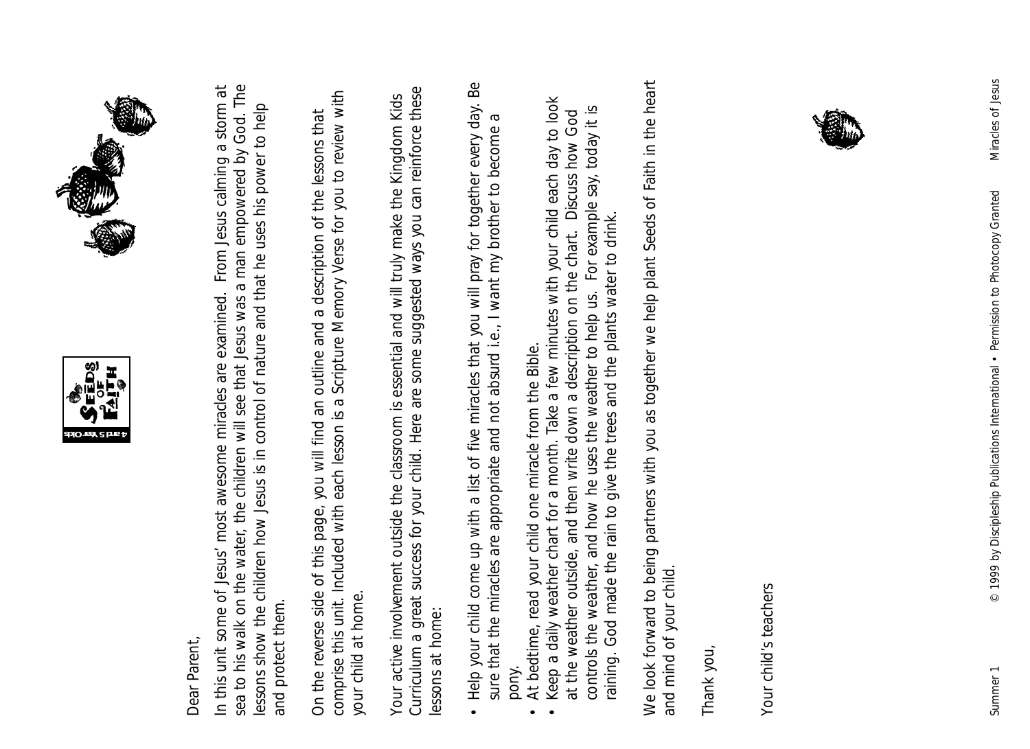Dear Parent,

In this unit some of Jesus' most awesome miracles are examined. From Jesus calming a storm at sea to his walk on the water, the children will see that Jesus was a man empowered by God. The lessons show the children how Jesus is in control of nature and that he uses his power to help and protect them.

On the reverse side of this page, you will find an outline and a description of the lessons that comprise this unit. Included with each lesson is a Scripture Memory Verse for you to review with your child at home.

Your active involvement outside the classroom is essential and will truly make the Kingdom Kids Curriculum a great success for your child. Here are some suggested ways you can reinforce these lessons at home:

- Help your child come up with a list of five miracles that you will pray for together every day. Be sure that the miracles are appropriate and not absurd i.e., I want my brother to become a pony.
- At bedtime, read your child one miracle from the Bible.
- Keep a daily weather chart for a month. Take a few minutes with your child each day to look at the weather outside, and then write down a description on the chart. Discuss how God controls the weather, and how he uses the weather to help us. For example say, today it is raining. God made the rain to give the trees and the plants water to drink.

We look forward to being partners with you as together we help plant Seeds of Faith in the heart and mind of your child.

Thank you,

Your child's teachers

© 1999 by Discipleship Publications International • Permission to Photocopy Granted